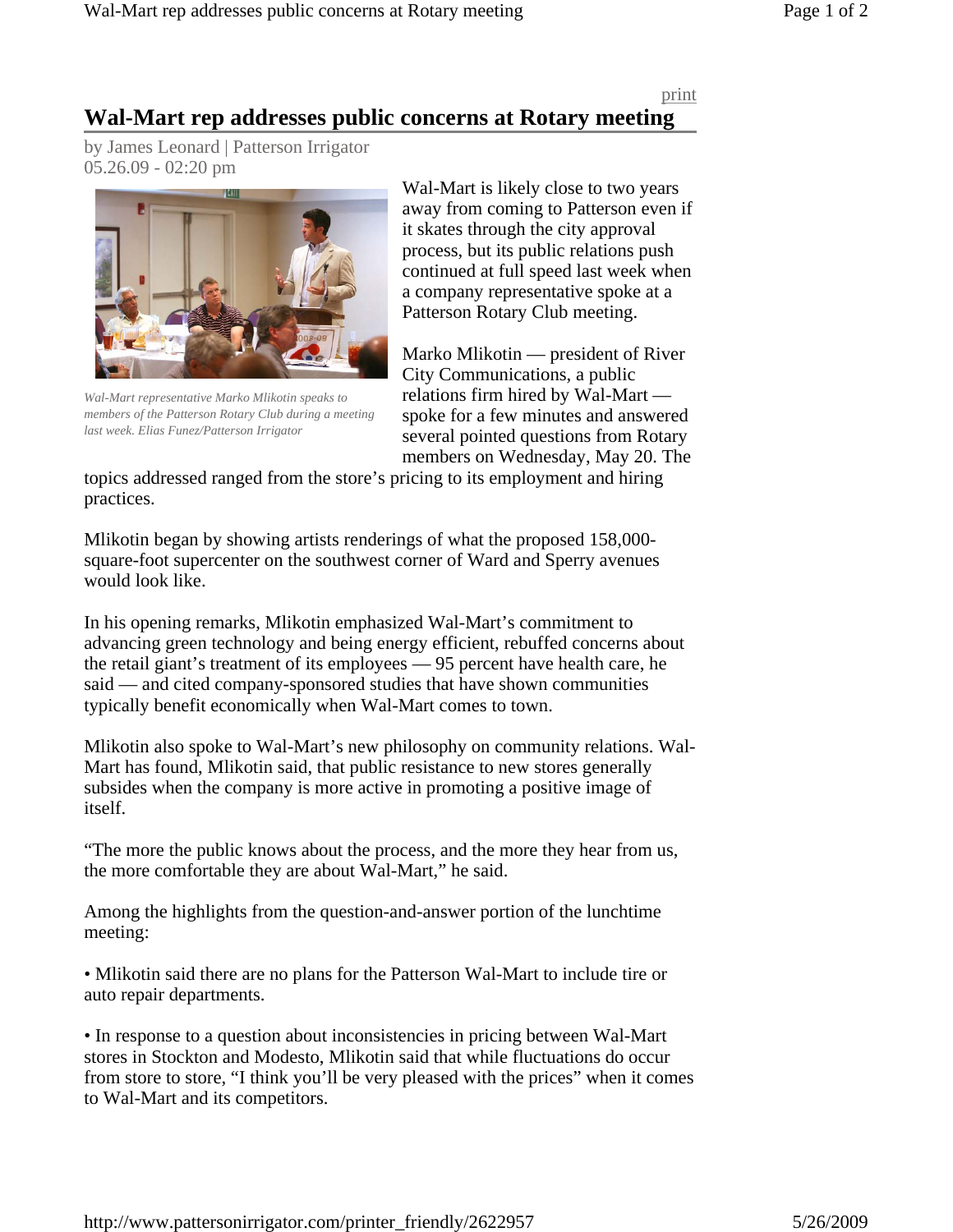# Wal-Mart rep addresses public concerns at Rotary meeting

by James Leonard | Patterson Irrigator
05.26.09 - 02:20 pm

*Wal-Mart representative Marko Mlikotin speaks to members of the Patterson Rotary Club during a meeting last week. Elias Funez/Patterson Irrigator*

Wal-Mart is likely close to two years away from coming to Patterson even if it skates through the city approval process, but its public relations push continued at full speed last week when a company representative spoke at a Patterson Rotary Club meeting.

Marko Mlikotin — president of River City Communications, a public relations firm hired by Wal-Mart — spoke for a few minutes and answered several pointed questions from Rotary members on Wednesday, May 20. The topics addressed ranged from the store's pricing to its employment and hiring practices.

Mlikotin began by showing artists renderings of what the proposed 158,000-square-foot supercenter on the southwest corner of Ward and Sperry avenues would look like.

In his opening remarks, Mlikotin emphasized Wal-Mart's commitment to advancing green technology and being energy efficient, rebuffed concerns about the retail giant's treatment of its employees — 95 percent have health care, he said — and cited company-sponsored studies that have shown communities typically benefit economically when Wal-Mart comes to town.

Mlikotin also spoke to Wal-Mart's new philosophy on community relations. Wal-Mart has found, Mlikotin said, that public resistance to new stores generally subsides when the company is more active in promoting a positive image of itself.

"The more the public knows about the process, and the more they hear from us, the more comfortable they are about Wal-Mart," he said.

Among the highlights from the question-and-answer portion of the lunchtime meeting:

• Mlikotin said there are no plans for the Patterson Wal-Mart to include tire or auto repair departments.

• In response to a question about inconsistencies in pricing between Wal-Mart stores in Stockton and Modesto, Mlikotin said that while fluctuations do occur from store to store, "I think you'll be very pleased with the prices" when it comes to Wal-Mart and its competitors.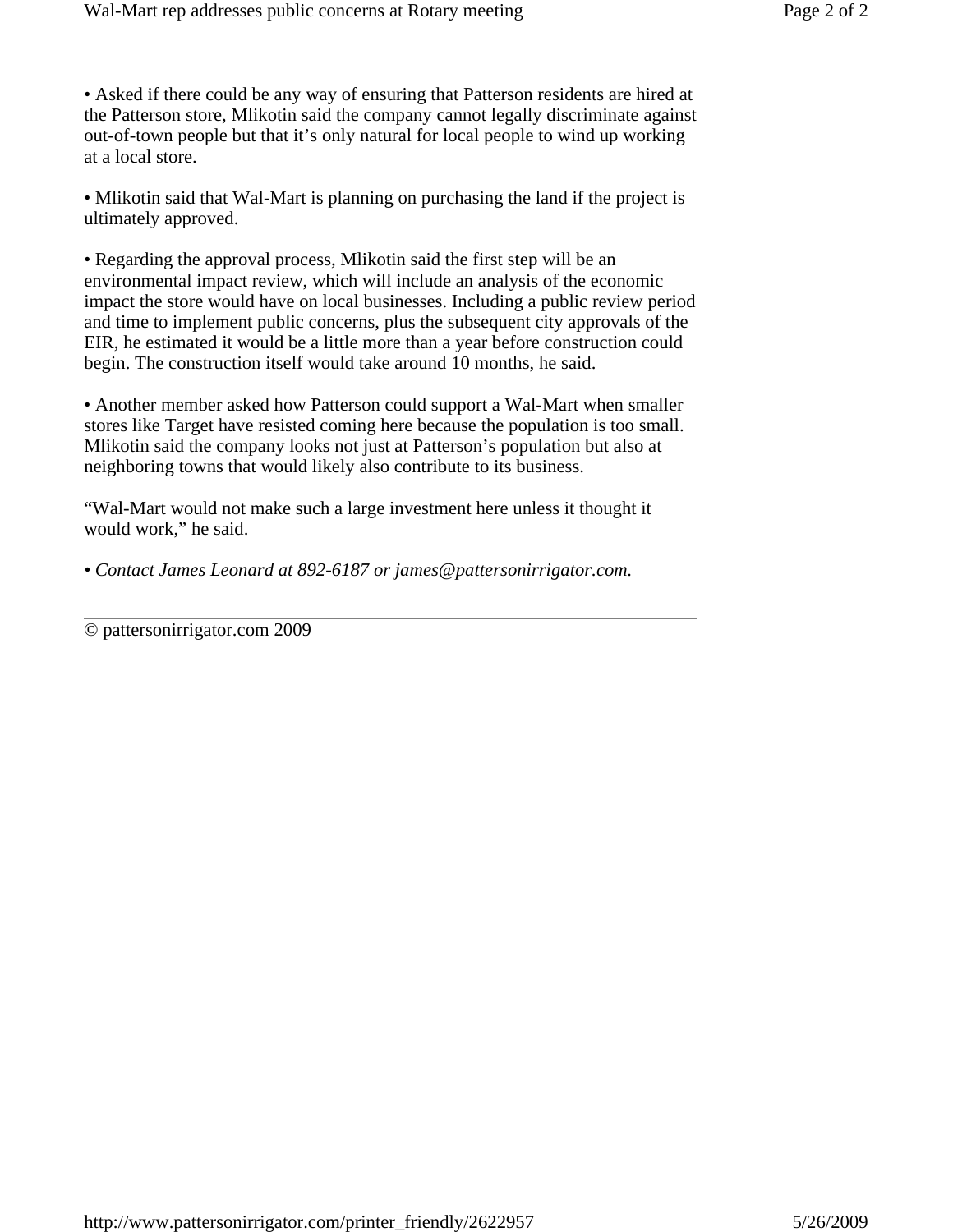• Asked if there could be any way of ensuring that Patterson residents are hired at the Patterson store, Mlikotin said the company cannot legally discriminate against out-of-town people but that it's only natural for local people to wind up working at a local store.

• Mlikotin said that Wal-Mart is planning on purchasing the land if the project is ultimately approved.

• Regarding the approval process, Mlikotin said the first step will be an environmental impact review, which will include an analysis of the economic impact the store would have on local businesses. Including a public review period and time to implement public concerns, plus the subsequent city approvals of the EIR, he estimated it would be a little more than a year before construction could begin. The construction itself would take around 10 months, he said.

• Another member asked how Patterson could support a Wal-Mart when smaller stores like Target have resisted coming here because the population is too small. Mlikotin said the company looks not just at Patterson's population but also at neighboring towns that would likely also contribute to its business.

"Wal-Mart would not make such a large investment here unless it thought it would work," he said.

*• Contact James Leonard at 892-6187 or james@pattersonirrigator.com.*

---

© pattersonirrigator.com 2009